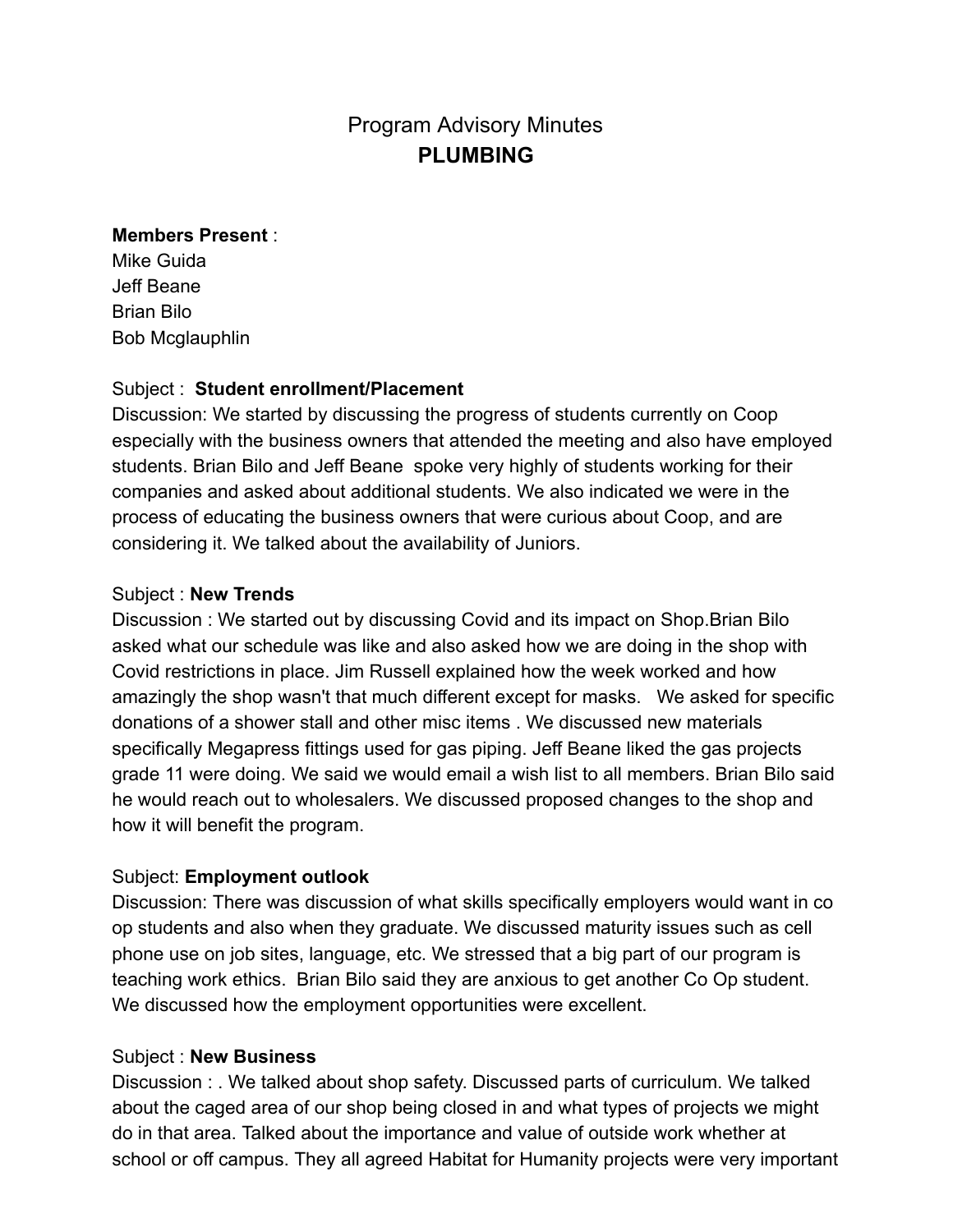# Program Advisory Minutes
## PLUMBING

**Members Present** :
Mike Guida
Jeff Beane
Brian Bilo
Bob Mcglauphlin

Subject : **Student enrollment/Placement**
Discussion: We started by discussing the progress of students currently on Coop especially with the business owners that attended the meeting and also have employed students. Brian Bilo and Jeff Beane spoke very highly of students working for their companies and asked about additional students. We also indicated we were in the process of educating the business owners that were curious about Coop, and are considering it. We talked about the availability of Juniors.

Subject : **New Trends**
Discussion : We started out by discussing Covid and its impact on Shop.Brian Bilo asked what our schedule was like and also asked how we are doing in the shop with Covid restrictions in place. Jim Russell explained how the week worked and how amazingly the shop wasn't that much different except for masks. We asked for specific donations of a shower stall and other misc items . We discussed new materials specifically Megapress fittings used for gas piping. Jeff Beane liked the gas projects grade 11 were doing. We said we would email a wish list to all members. Brian Bilo said he would reach out to wholesalers. We discussed proposed changes to the shop and how it will benefit the program.

Subject: **Employment outlook**
Discussion: There was discussion of what skills specifically employers would want in co op students and also when they graduate. We discussed maturity issues such as cell phone use on job sites, language, etc. We stressed that a big part of our program is teaching work ethics. Brian Bilo said they are anxious to get another Co Op student. We discussed how the employment opportunities were excellent.

Subject : **New Business**
Discussion : . We talked about shop safety. Discussed parts of curriculum. We talked about the caged area of our shop being closed in and what types of projects we might do in that area. Talked about the importance and value of outside work whether at school or off campus. They all agreed Habitat for Humanity projects were very important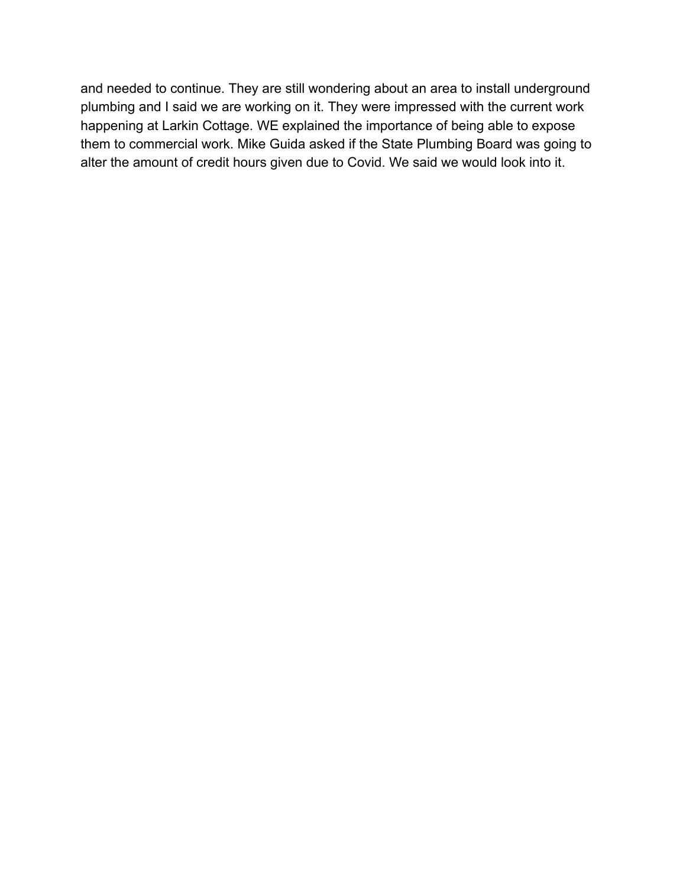and needed to continue. They are still wondering about an area to install underground plumbing and I said we are working on it. They were impressed with the current work happening at Larkin Cottage. WE explained the importance of being able to expose them to commercial work. Mike Guida asked if the State Plumbing Board was going to alter the amount of credit hours given due to Covid. We said we would look into it.